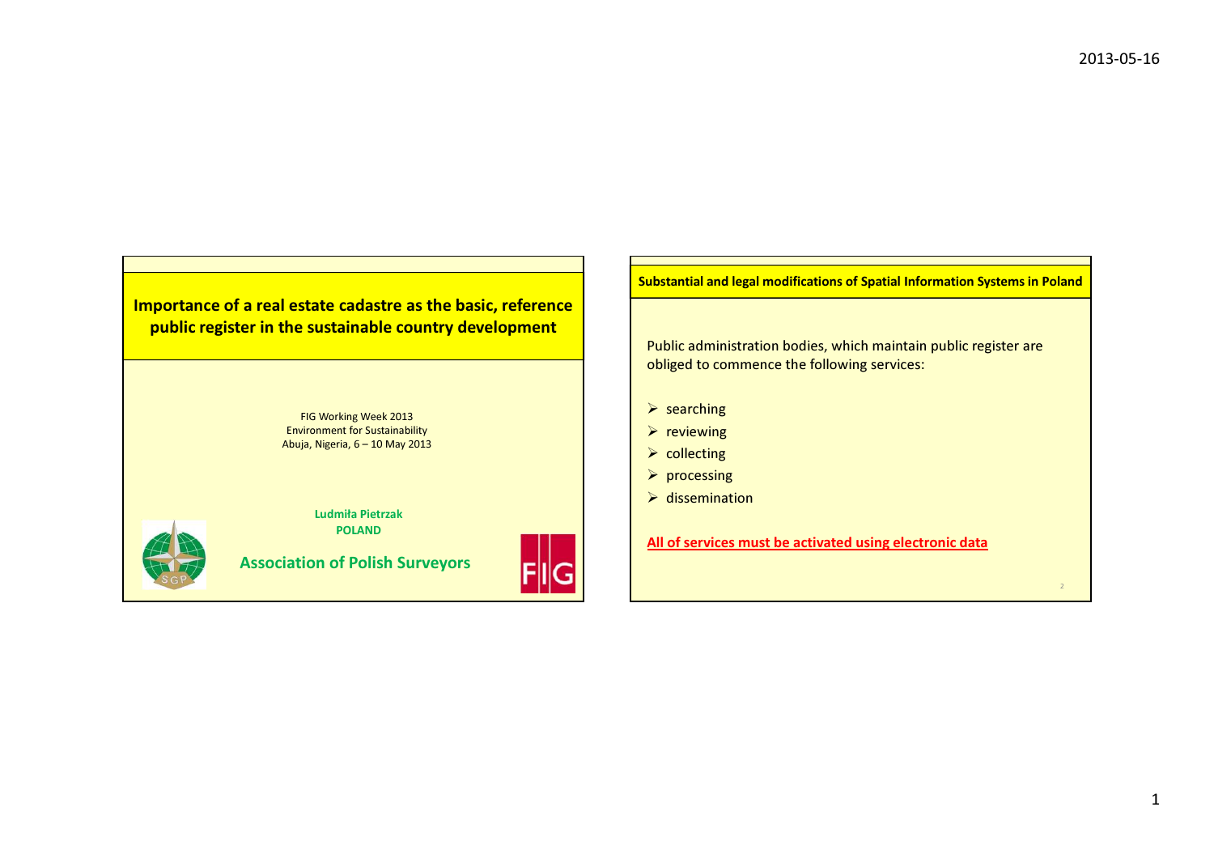# Importance of a real estate cadastre as the basic, reference public register in the sustainable country development

FIG Working Week 2013
Environment for Sustainability
Abuja, Nigeria, 6 – 10 May 2013

**Ludmiła Pietrzak**
**POLAND**

**Association of Polish Surveyors**

## Substantial and legal modifications of Spatial Information Systems in Poland

Public administration bodies, which maintain public register are obliged to commence the following services:

- searching
- reviewing
- collecting
- processing
- dissemination

**All of services must be activated using electronic data**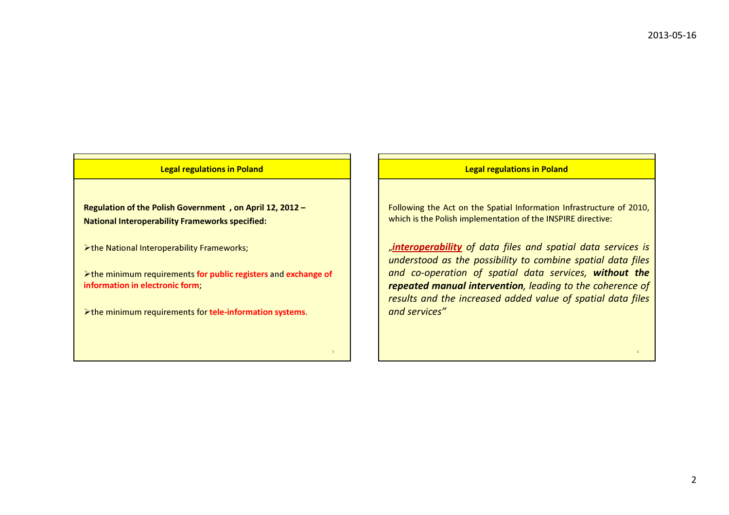## Legal regulations in Poland

**Regulation of the Polish Government , on April 12, 2012 – National Interoperability Frameworks specified:**

- the National Interoperability Frameworks;
- the minimum requirements **for public registers** and **exchange of information in electronic form**;
- the minimum requirements for **tele-information systems**.

## Legal regulations in Poland

Following the Act on the Spatial Information Infrastructure of 2010, which is the Polish implementation of the INSPIRE directive:

*„**interoperability** of data files and spatial data services is understood as the possibility to combine spatial data files and co-operation of spatial data services, **without the repeated manual intervention**, leading to the coherence of results and the increased added value of spatial data files and services"*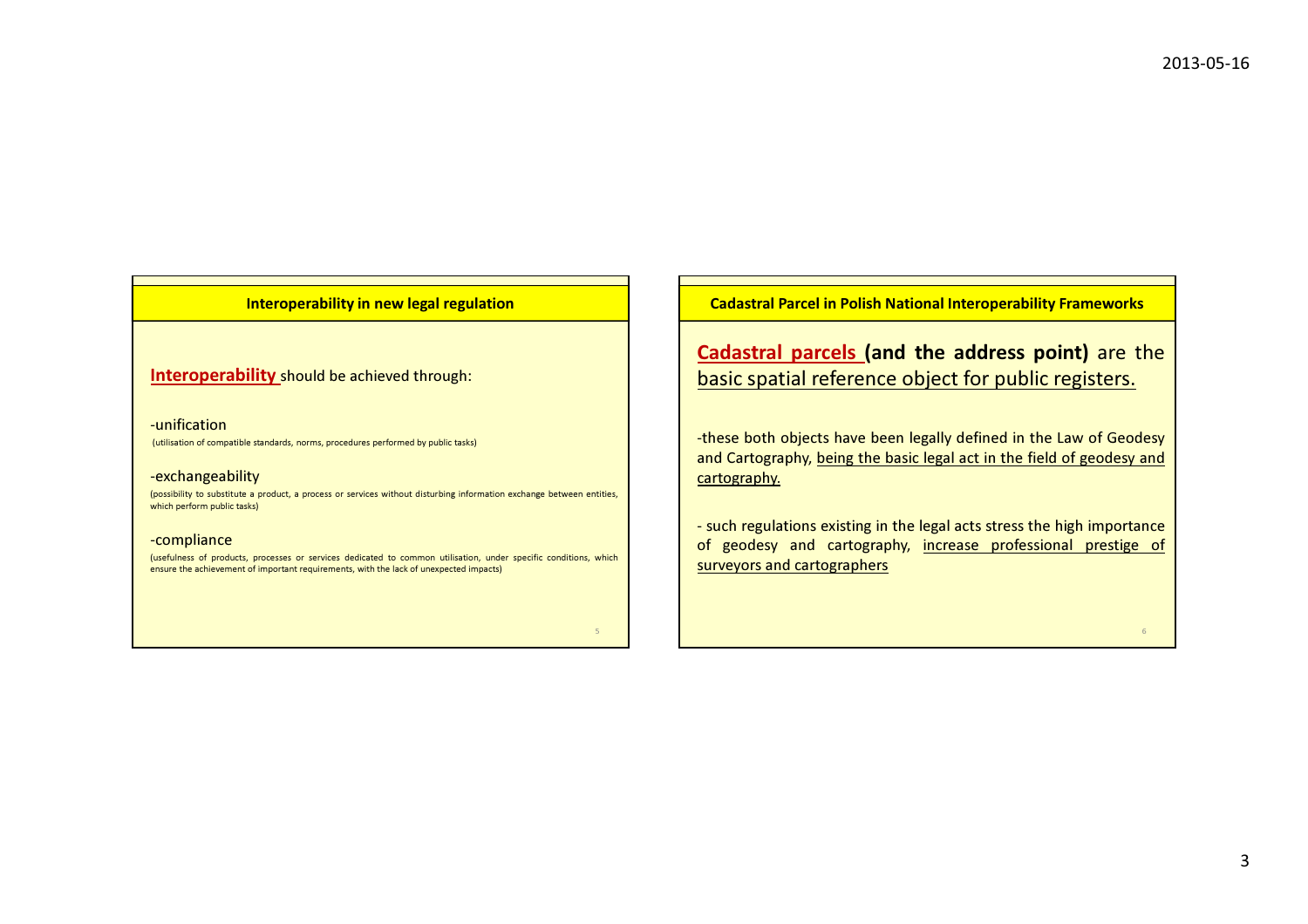## Interoperability in new legal regulation

**Interoperability** should be achieved through:

-unification

(utilisation of compatible standards, norms, procedures performed by public tasks)

-exchangeability

(possibility to substitute a product, a process or services without disturbing information exchange between entities, which perform public tasks)

-compliance

(usefulness of products, processes or services dedicated to common utilisation, under specific conditions, which ensure the achievement of important requirements, with the lack of unexpected impacts)

## Cadastral Parcel in Polish National Interoperability Frameworks

**Cadastral parcels (and the address point)** are the basic spatial reference object for public registers.

-these both objects have been legally defined in the Law of Geodesy and Cartography, being the basic legal act in the field of geodesy and cartography.

- such regulations existing in the legal acts stress the high importance of geodesy and cartography, increase professional prestige of surveyors and cartographers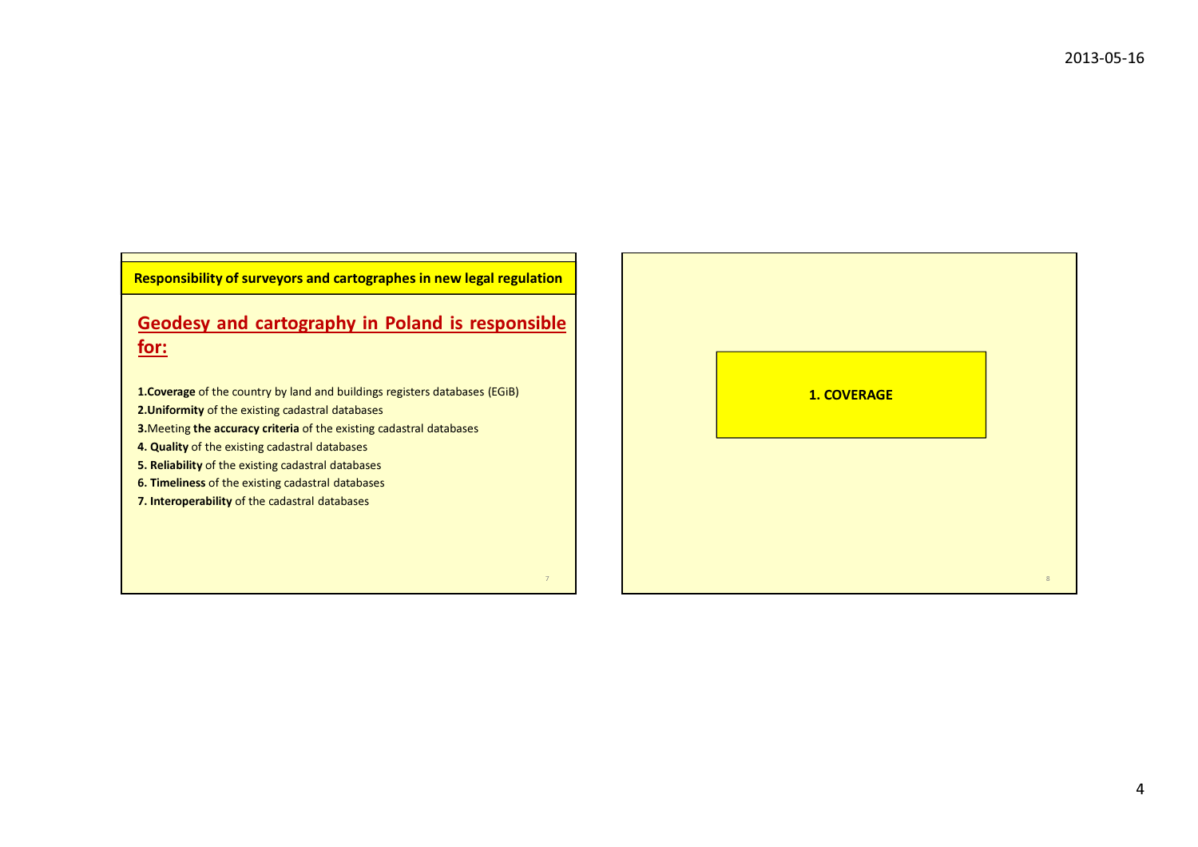## Responsibility of surveyors and cartographes in new legal regulation

### Geodesy and cartography in Poland is responsible for:

**1.Coverage** of the country by land and buildings registers databases (EGiB)
**2.Uniformity** of the existing cadastral databases
**3.**Meeting **the accuracy criteria** of the existing cadastral databases
**4. Quality** of the existing cadastral databases
**5. Reliability** of the existing cadastral databases
**6. Timeliness** of the existing cadastral databases
**7. Interoperability** of the cadastral databases

## 1. COVERAGE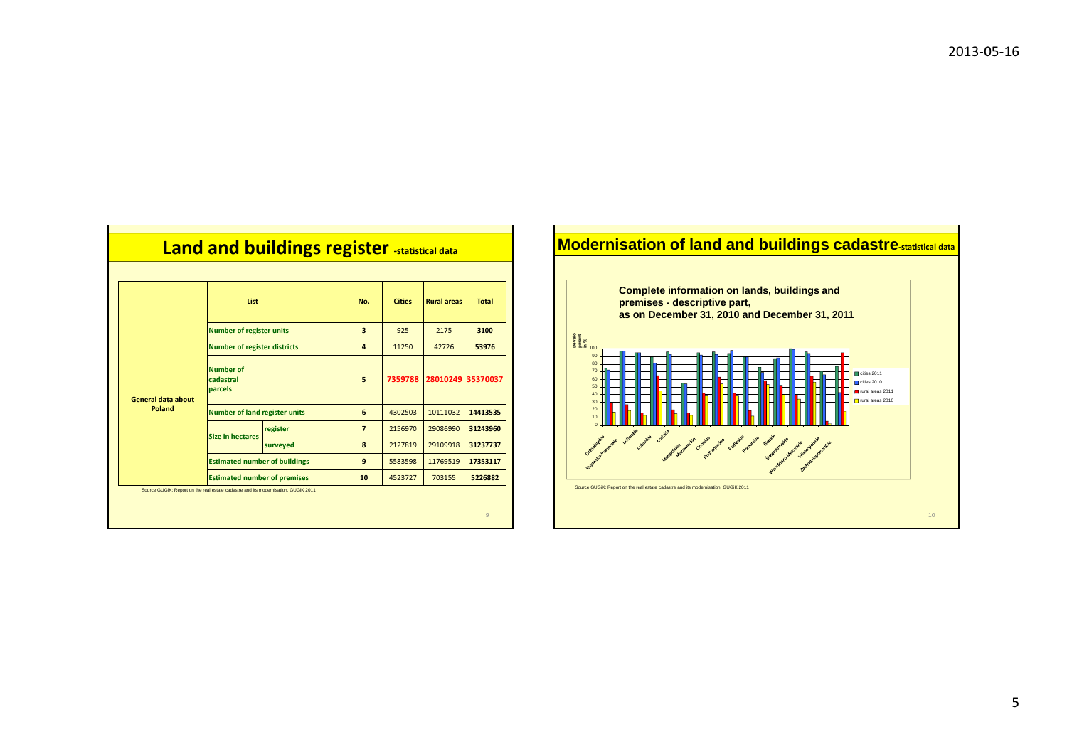# Land and buildings register -statistical data

| | List | | No. | Cities | Rural areas | Total |
|---|---|---|---|---|---|---|
| General data about Poland | Number of register units | | 3 | 925 | 2175 | 3100 |
| | Number of register districts | | 4 | 11250 | 42726 | 53976 |
| | Number of cadastral parcels | | 5 | 7359788 | 28010249 | 35370037 |
| | Number of land register units | | 6 | 4302503 | 10111032 | 14413535 |
| | Size in hectares | register | 7 | 2156970 | 29086990 | 31243960 |
| | | surveyed | 8 | 2127819 | 29109918 | 31237737 |
| | Estimated number of buildings | | 9 | 5583598 | 11769519 | 17353117 |
| | Estimated number of premises | | 10 | 4523727 | 703155 | 5226882 |

Source GUGiK: Report on the real estate cadastre and its modernisation, GUGiK 2011

# Modernisation of land and buildings cadastre-statistical data

Complete information on lands, buildings and premises - descriptive part, as on December 31, 2010 and December 31, 2011

Develo pment in %

100
90
80
70
60
50
40
30
20
10
0

Dolnośląskie
Kujawsko-Pomorskie
Lubelskie
Lubuskie
Łódzkie
Małopolskie
Mazowieckie
Opolskie
Podkarpackie
Podlaskie
Pomorskie
Śląskie
Świętokrzyskie
Warmińsko-Mazurskie
Wielkopolskie
Zachodniopomorskie

cities 2011
cities 2010
rural areas 2011
rural areas 2010

Source GUGiK: Report on the real estate cadastre and its modernisation, GUGiK 2011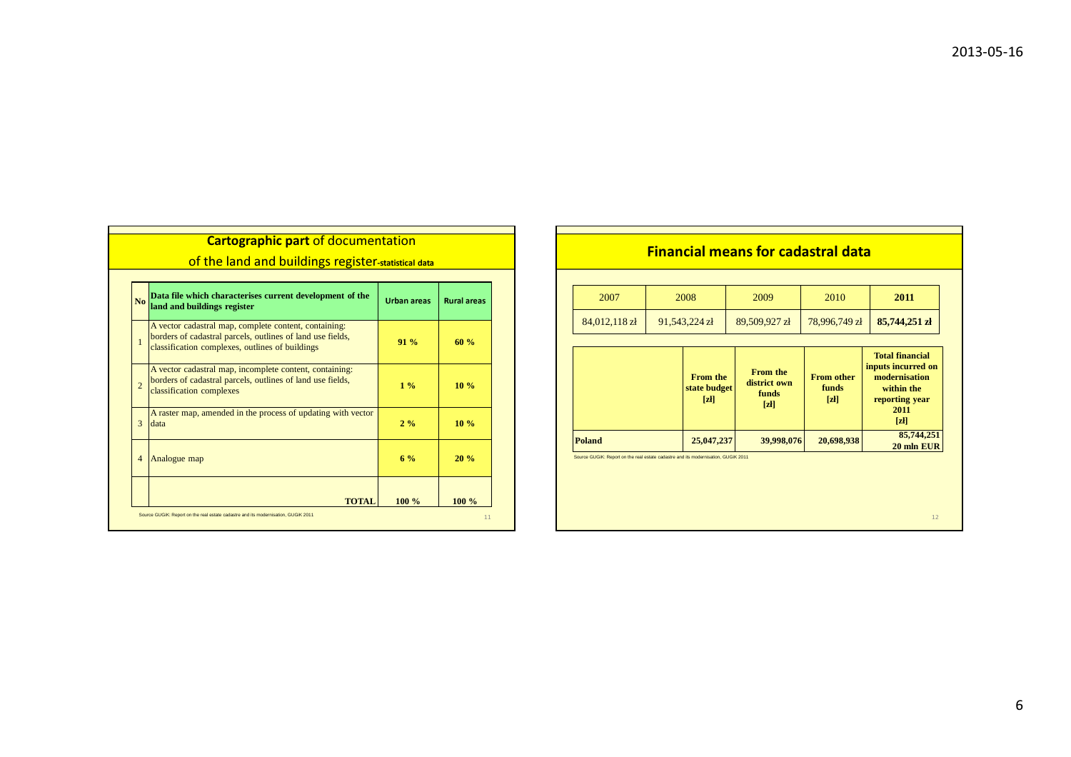## **Cartographic part** of documentation of the land and buildings register-statistical data

| No | Data file which characterises current development of the land and buildings register | Urban areas | Rural areas |
|---|---|---|---|
| 1 | A vector cadastral map, complete content, containing: borders of cadastral parcels, outlines of land use fields, classification complexes, outlines of buildings | **91 %** | **60 %** |
| 2 | A vector cadastral map, incomplete content, containing: borders of cadastral parcels, outlines of land use fields, classification complexes | **1 %** | **10 %** |
| 3 | A raster map, amended in the process of updating with vector data | **2 %** | **10 %** |
| 4 | Analogue map | **6 %** | **20 %** |
| | **TOTAL** | **100 %** | **100 %** |

Source GUGiK: Report on the real estate cadastre and its modernisation, GUGiK 2011

## Financial means for cadastral data

| 2007 | 2008 | 2009 | 2010 | **2011** |
|---|---|---|---|---|
| 84,012,118 zł | 91,543,224 zł | 89,509,927 zł | 78,996,749 zł | **85,744,251 zł** |

| | **From the state budget [zł]** | **From the district own funds [zł]** | **From other funds [zł]** | **Total financial inputs incurred on modernisation within the reporting year 2011 [zł]** |
|---|---|---|---|---|
| **Poland** | **25,047,237** | **39,998,076** | **20,698,938** | **85,744,251**<br>**20 mln EUR** |

Source GUGiK: Report on the real estate cadastre and its modernisation, GUGiK 2011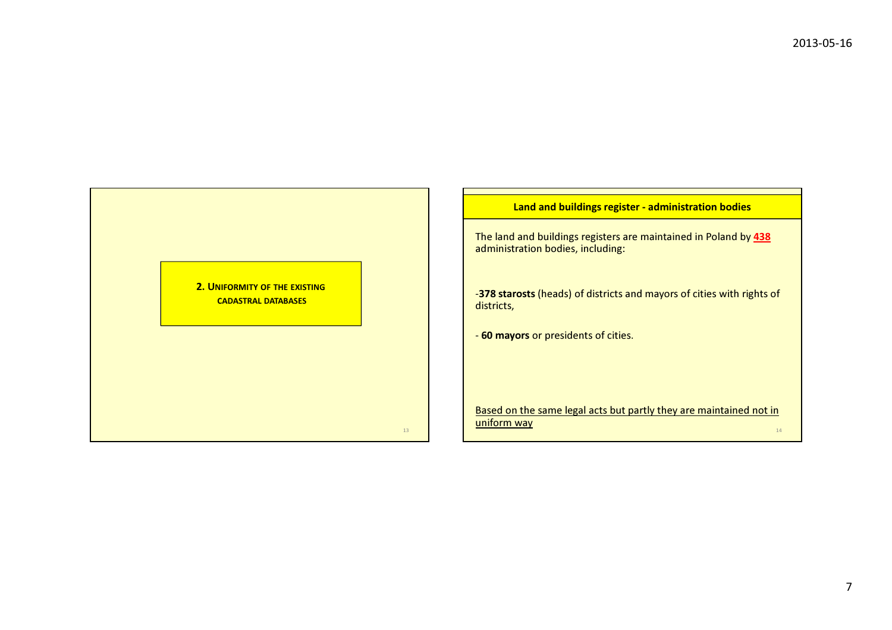## 2. Uniformity of the existing cadastral databases

## Land and buildings register - administration bodies

The land and buildings registers are maintained in Poland by **438** administration bodies, including:

-**378 starosts** (heads) of districts and mayors of cities with rights of districts,

- **60 mayors** or presidents of cities.

Based on the same legal acts but partly they are maintained not in uniform way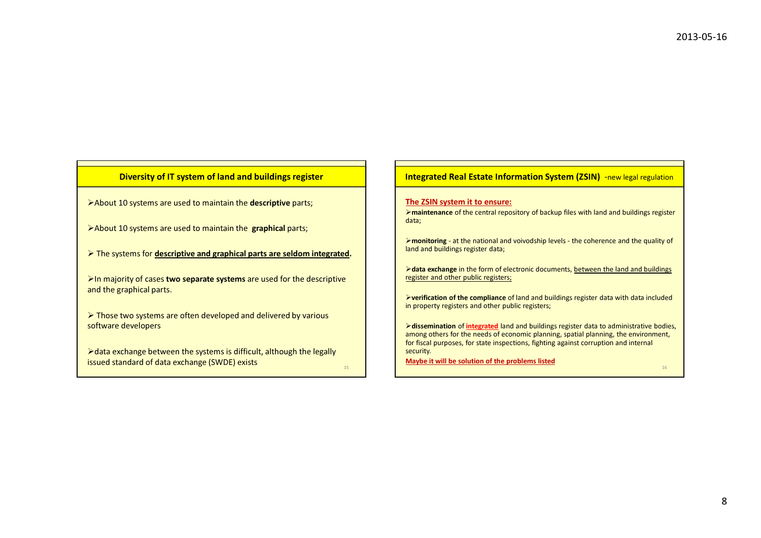## Diversity of IT system of land and buildings register

- About 10 systems are used to maintain the **descriptive** parts;
- About 10 systems are used to maintain the **graphical** parts;
- The systems for **descriptive and graphical parts are seldom integrated.**
- In majority of cases **two separate systems** are used for the descriptive and the graphical parts.
- Those two systems are often developed and delivered by various software developers
- data exchange between the systems is difficult, although the legally issued standard of data exchange (SWDE) exists

## Integrated Real Estate Information System (ZSIN) -new legal regulation

**The ZSIN system it to ensure:**

- **maintenance** of the central repository of backup files with land and buildings register data;
- **monitoring** - at the national and voivodship levels - the coherence and the quality of land and buildings register data;
- **data exchange** in the form of electronic documents, between the land and buildings register and other public registers;
- **verification of the compliance** of land and buildings register data with data included in property registers and other public registers;
- **dissemination** of **integrated** land and buildings register data to administrative bodies, among others for the needs of economic planning, spatial planning, the environment, for fiscal purposes, for state inspections, fighting against corruption and internal security.

**Maybe it will be solution of the problems listed**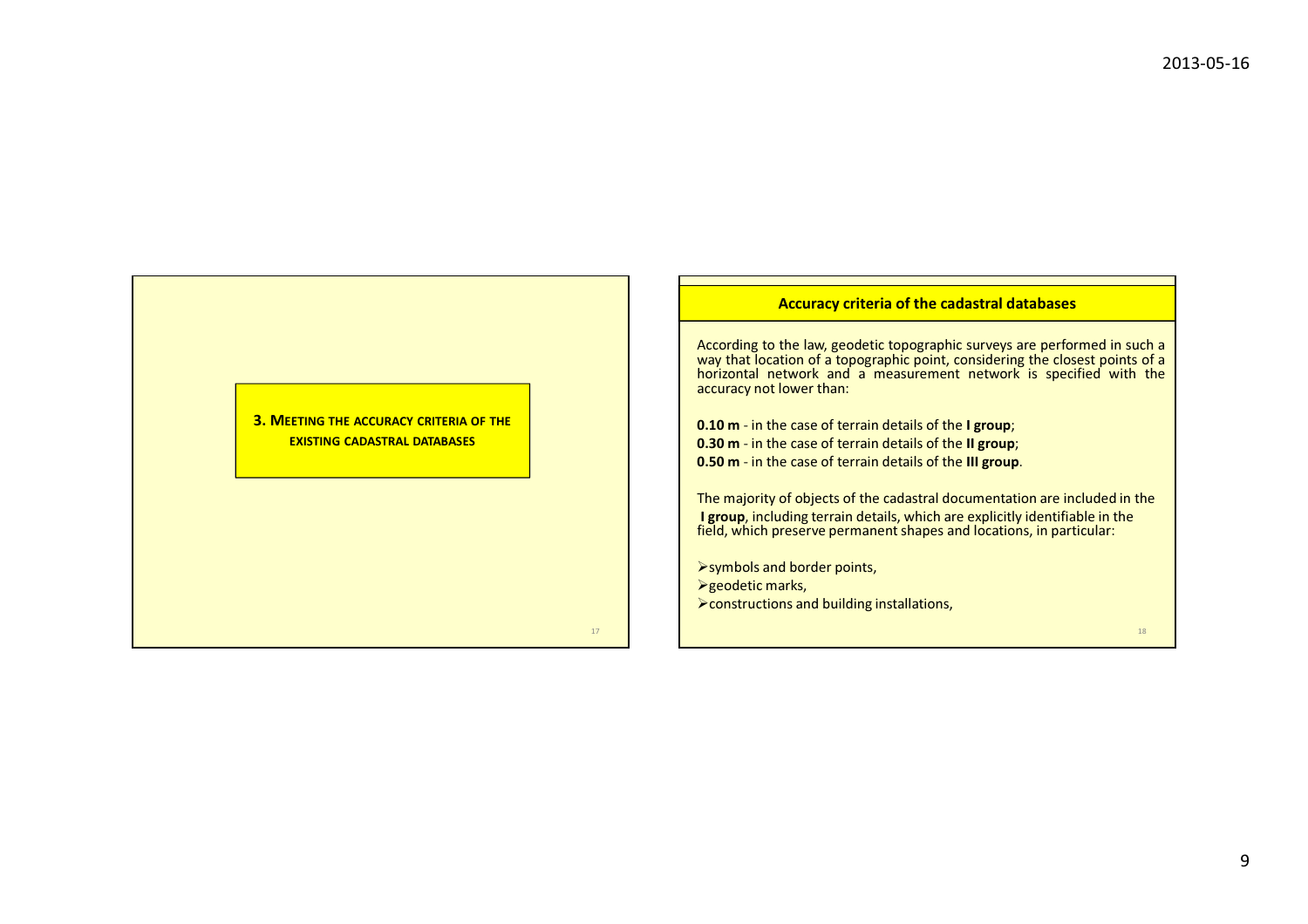## 3. Meeting the accuracy criteria of the existing cadastral databases

## Accuracy criteria of the cadastral databases

According to the law, geodetic topographic surveys are performed in such a way that location of a topographic point, considering the closest points of a horizontal network and a measurement network is specified with the accuracy not lower than:

**0.10 m** - in the case of terrain details of the **I group**;
**0.30 m** - in the case of terrain details of the **II group**;
**0.50 m** - in the case of terrain details of the **III group**.

The majority of objects of the cadastral documentation are included in the **I group**, including terrain details, which are explicitly identifiable in the field, which preserve permanent shapes and locations, in particular:

- symbols and border points,
- geodetic marks,
- constructions and building installations,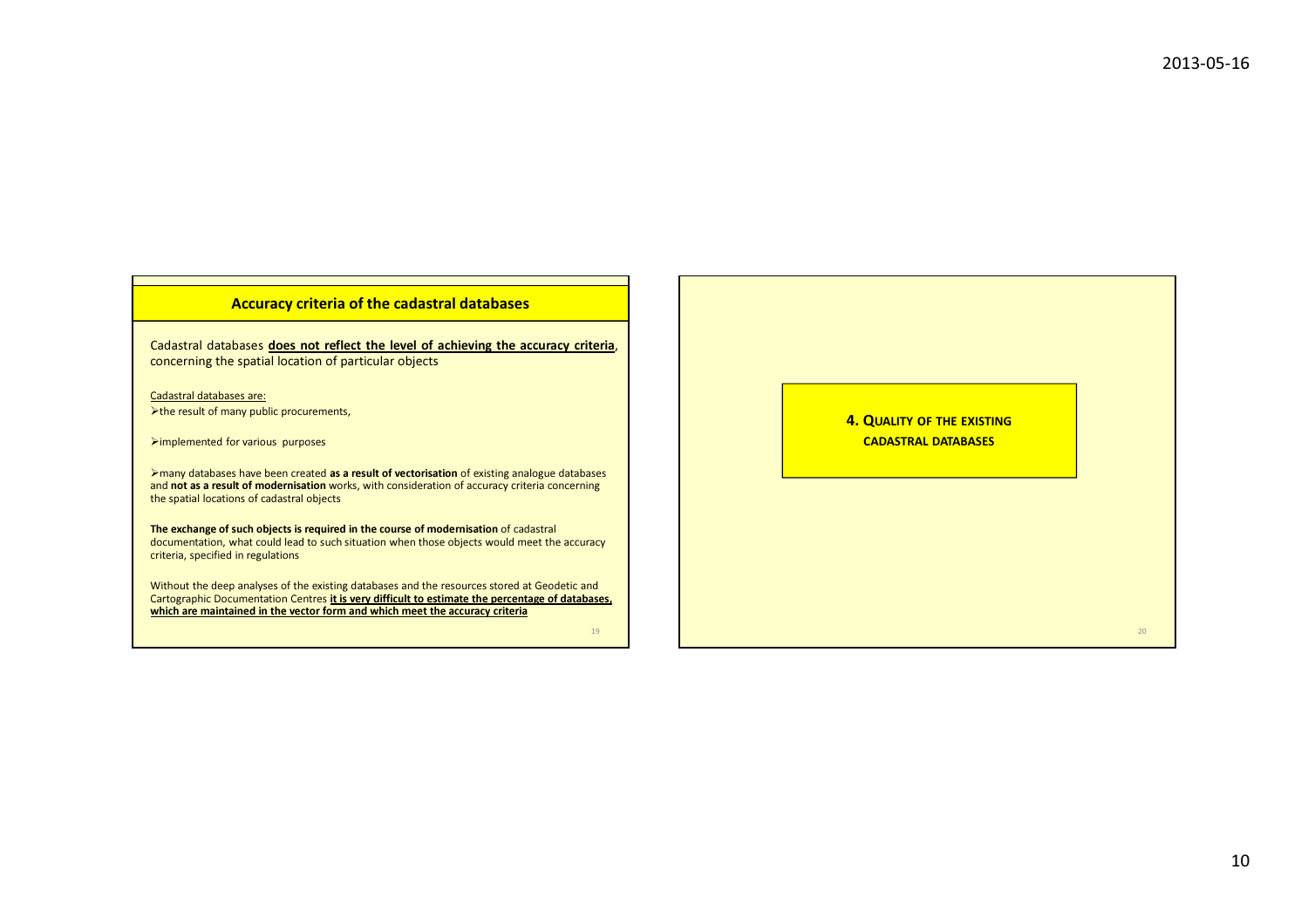## Accuracy criteria of the cadastral databases

Cadastral databases **does not reflect the level of achieving the accuracy criteria**, concerning the spatial location of particular objects

Cadastral databases are:

- the result of many public procurements,
- implemented for various purposes
- many databases have been created **as a result of vectorisation** of existing analogue databases and **not as a result of modernisation** works, with consideration of accuracy criteria concerning the spatial locations of cadastral objects

**The exchange of such objects is required in the course of modernisation** of cadastral documentation, what could lead to such situation when those objects would meet the accuracy criteria, specified in regulations

Without the deep analyses of the existing databases and the resources stored at Geodetic and Cartographic Documentation Centres **it is very difficult to estimate the percentage of databases, which are maintained in the vector form and which meet the accuracy criteria**

## 4. Quality of the existing cadastral databases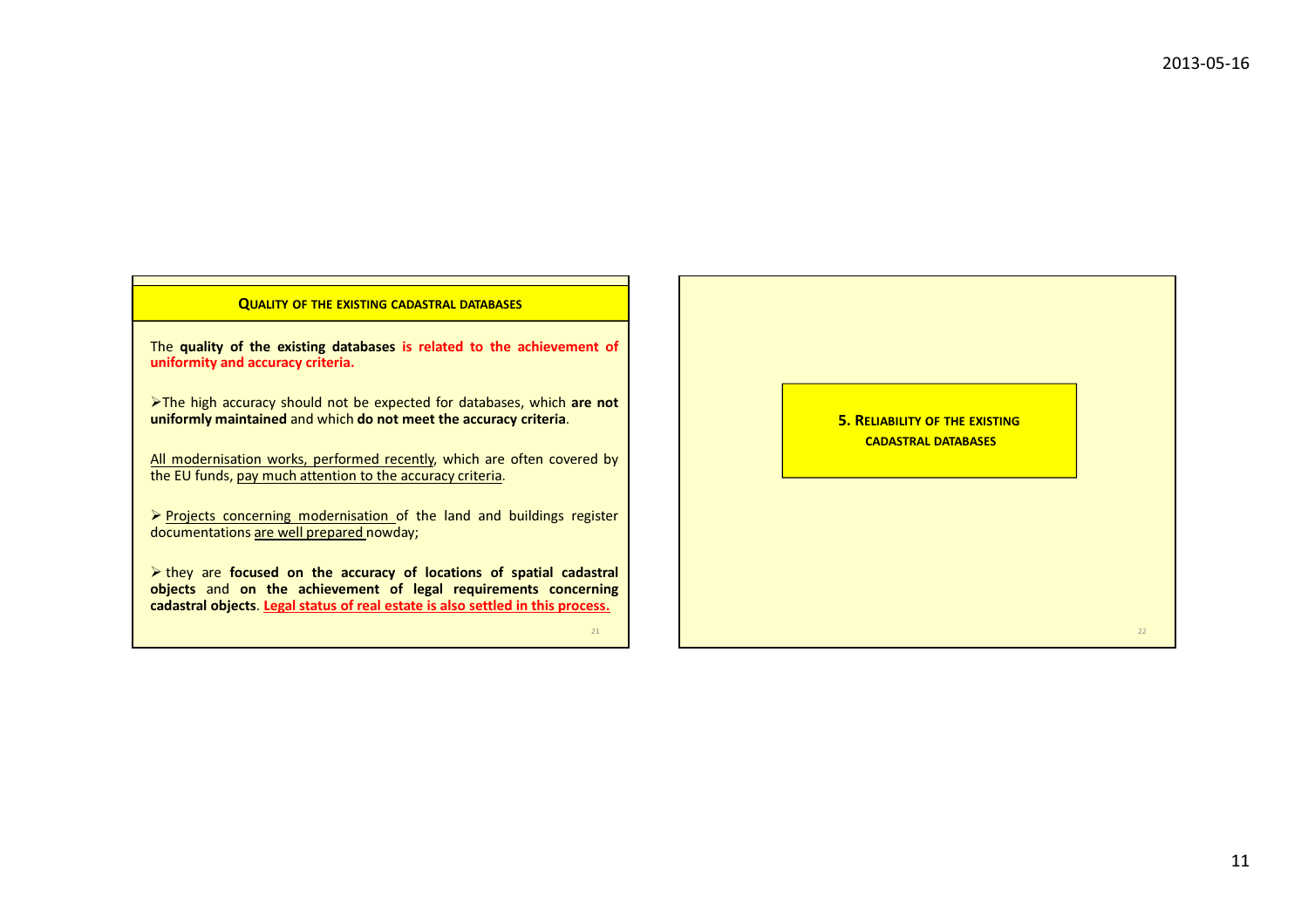## QUALITY OF THE EXISTING CADASTRAL DATABASES

The **quality of the existing databases is related to the achievement of uniformity and accuracy criteria.**

- The high accuracy should not be expected for databases, which **are not uniformly maintained** and which **do not meet the accuracy criteria**.

All modernisation works, performed recently, which are often covered by the EU funds, pay much attention to the accuracy criteria.

- Projects concerning modernisation of the land and buildings register documentations are well prepared nowday;

- they are **focused on the accuracy of locations of spatial cadastral objects** and **on the achievement of legal requirements concerning cadastral objects**. Legal status of real estate is also settled in this process.

## 5. RELIABILITY OF THE EXISTING CADASTRAL DATABASES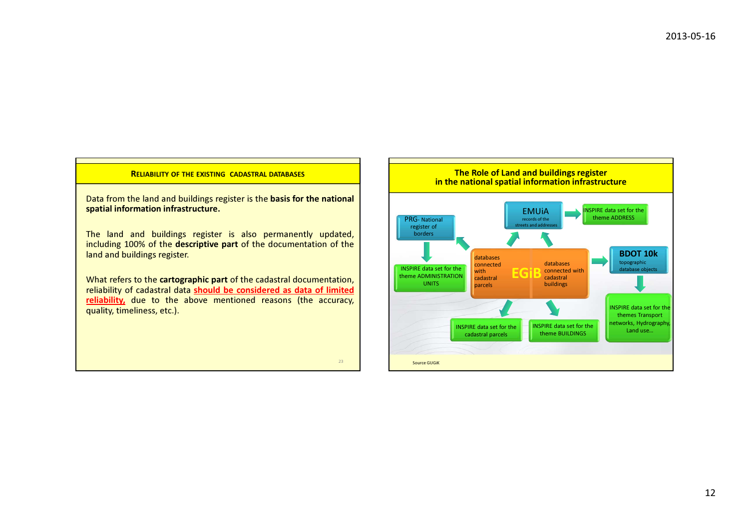## Reliability of the existing cadastral databases

Data from the land and buildings register is the **basis for the national spatial information infrastructure.**

The land and buildings register is also permanently updated, including 100% of the **descriptive part** of the documentation of the land and buildings register.

What refers to the **cartographic part** of the cadastral documentation, reliability of cadastral data **should be considered as data of limited reliability,** due to the above mentioned reasons (the accuracy, quality, timeliness, etc.).

## The Role of Land and buildings register in the national spatial information infrastructure

PRG- National register of borders

INSPIRE data set for the theme ADMINISTRATION UNITS

EMUiA records of the streets and addresses

INSPIRE data set for the theme ADDRESS

EGiB

databases connected with cadastral parcels

databases connected with cadastral buildings

BDOT 10k topographic database objects

INSPIRE data set for the themes Transport networks, Hydrography, Land use...

INSPIRE data set for the cadastral parcels

INSPIRE data set for the theme BUILDINGS

Source GUGiK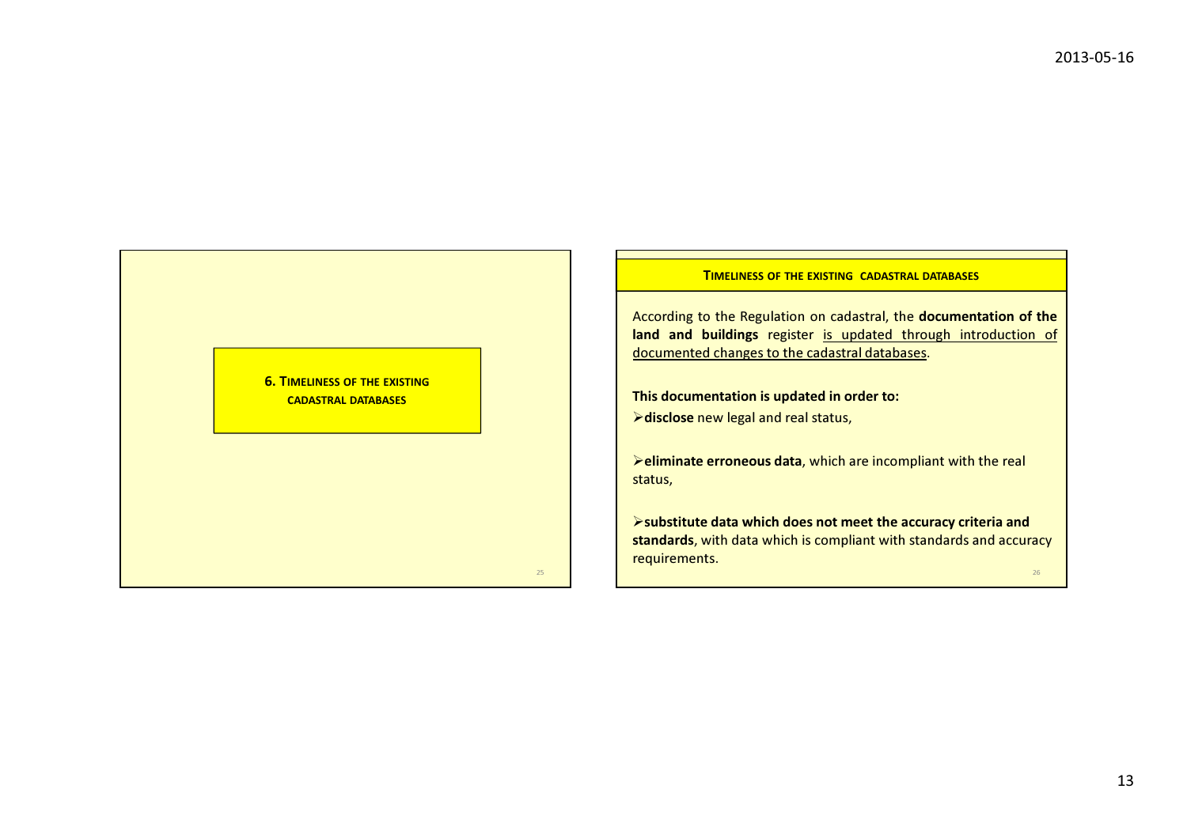## 6. Timeliness of the existing cadastral databases

### Timeliness of the existing cadastral databases

According to the Regulation on cadastral, the **documentation of the land and buildings** register <u>is updated through introduction of documented changes to the cadastral databases</u>.

**This documentation is updated in order to:**

- **disclose** new legal and real status,
- **eliminate erroneous data**, which are incompliant with the real status,
- **substitute data which does not meet the accuracy criteria and standards**, with data which is compliant with standards and accuracy requirements.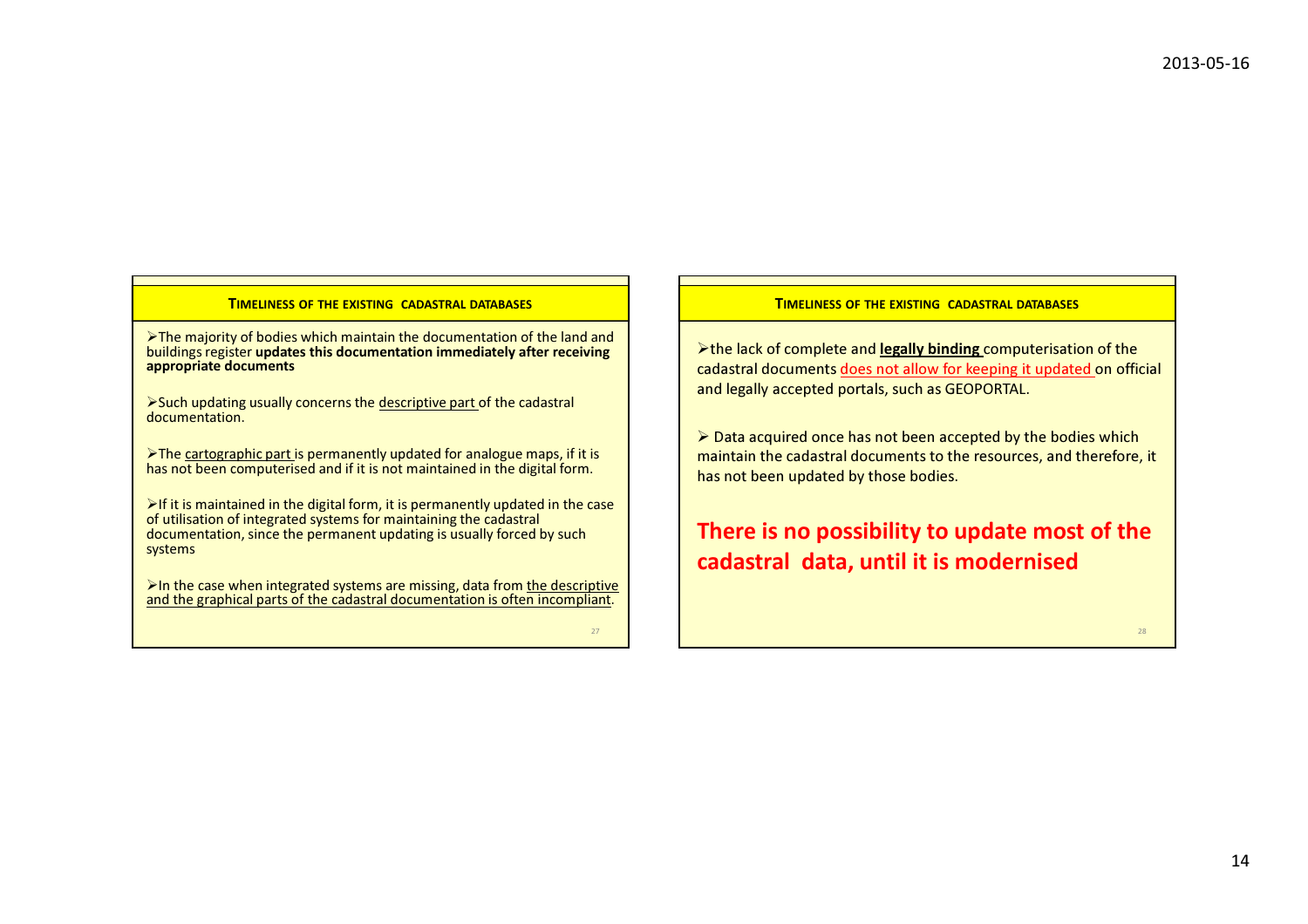## TIMELINESS OF THE EXISTING CADASTRAL DATABASES

- The majority of bodies which maintain the documentation of the land and buildings register **updates this documentation immediately after receiving appropriate documents**
- Such updating usually concerns the descriptive part of the cadastral documentation.
- The cartographic part is permanently updated for analogue maps, if it is has not been computerised and if it is not maintained in the digital form.
- If it is maintained in the digital form, it is permanently updated in the case of utilisation of integrated systems for maintaining the cadastral documentation, since the permanent updating is usually forced by such systems
- In the case when integrated systems are missing, data from the descriptive and the graphical parts of the cadastral documentation is often incompliant.

## TIMELINESS OF THE EXISTING CADASTRAL DATABASES

- the lack of complete and **legally binding** computerisation of the cadastral documents does not allow for keeping it updated on official and legally accepted portals, such as GEOPORTAL.
- Data acquired once has not been accepted by the bodies which maintain the cadastral documents to the resources, and therefore, it has not been updated by those bodies.

**There is no possibility to update most of the cadastral data, until it is modernised**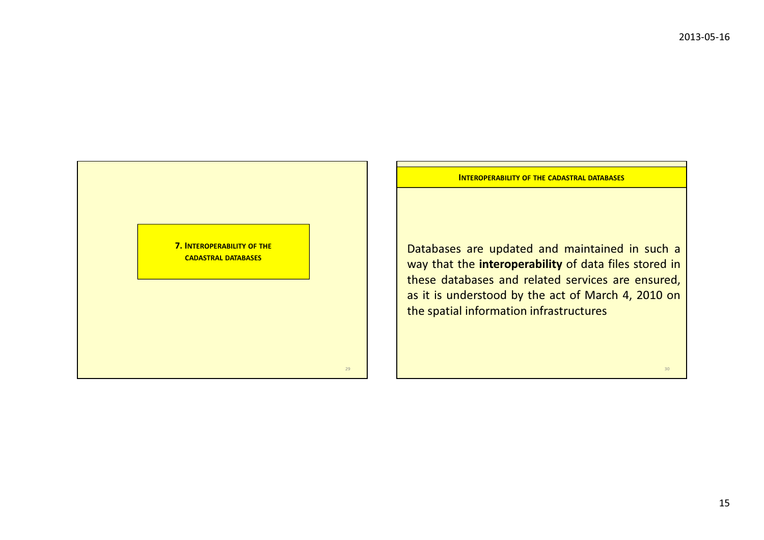## 7. Interoperability of the cadastral databases

## Interoperability of the cadastral databases

Databases are updated and maintained in such a way that the **interoperability** of data files stored in these databases and related services are ensured, as it is understood by the act of March 4, 2010 on the spatial information infrastructures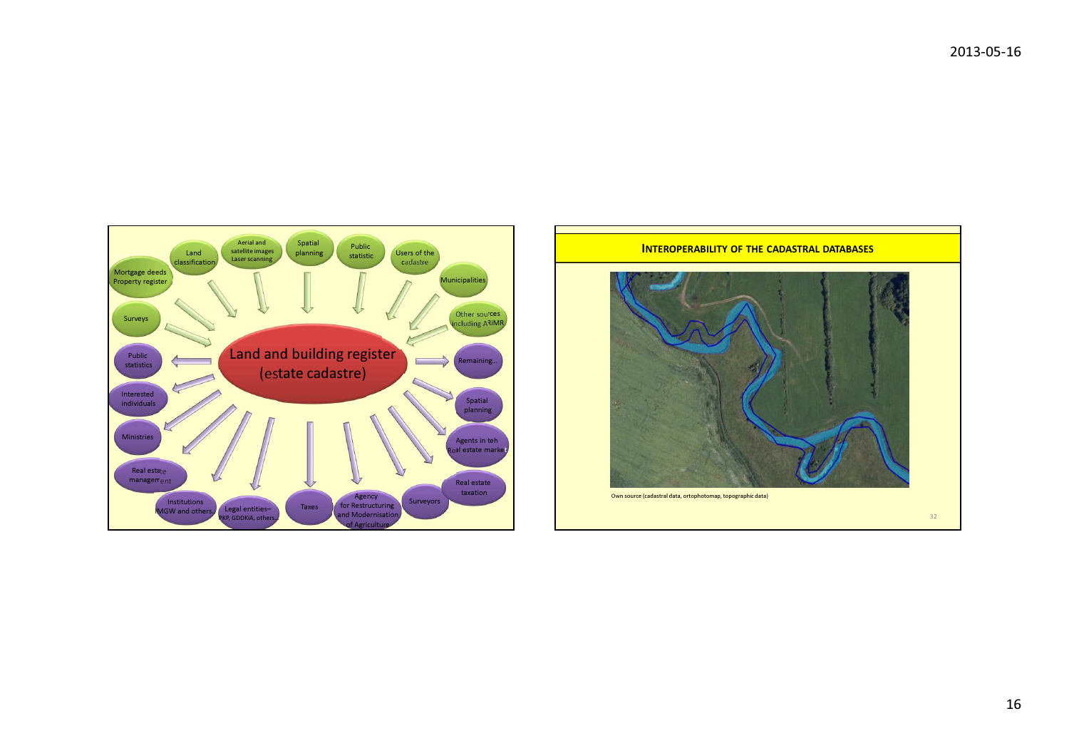Mortgage deeds
Property register

Land classification

Aerial and satellite images
Laser scanning

Spatial planning

Public statistic

Users of the cadastre

Municipalities

Surveys

Other sources including ARiMR

Land and building register
(estate cadastre)

Public statistics

Remaining...

Interested individuals

Spatial planning

Ministries

Agents in teh Real estate market

Real estate management

Real estate taxation

Institutions
MGW and others...

Legal entities–
PKP, GDDKiA, others...

Taxes

Agency for Restructuring and Modernisation of Agriculture

Surveyors

## INTEROPERABILITY OF THE CADASTRAL DATABASES

Own source (cadastral data, ortophotomap, topographic data)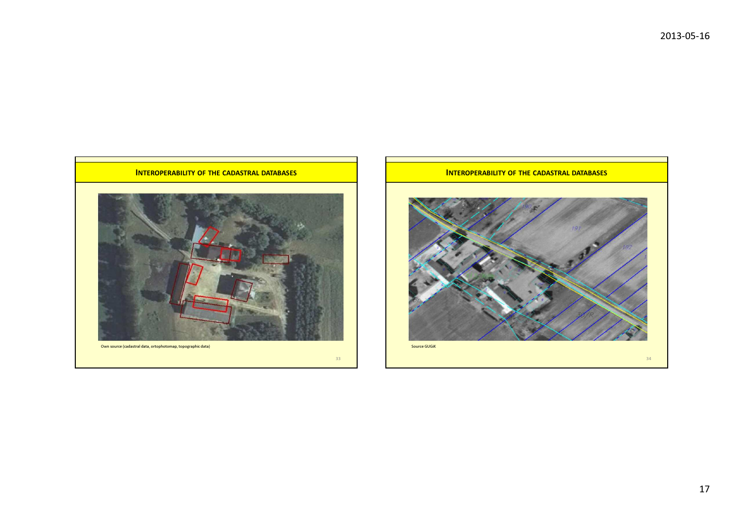## Interoperability of the cadastral databases

Own source (cadastral data, ortophotomap, topographic data)

## Interoperability of the cadastral databases

Source GUGiK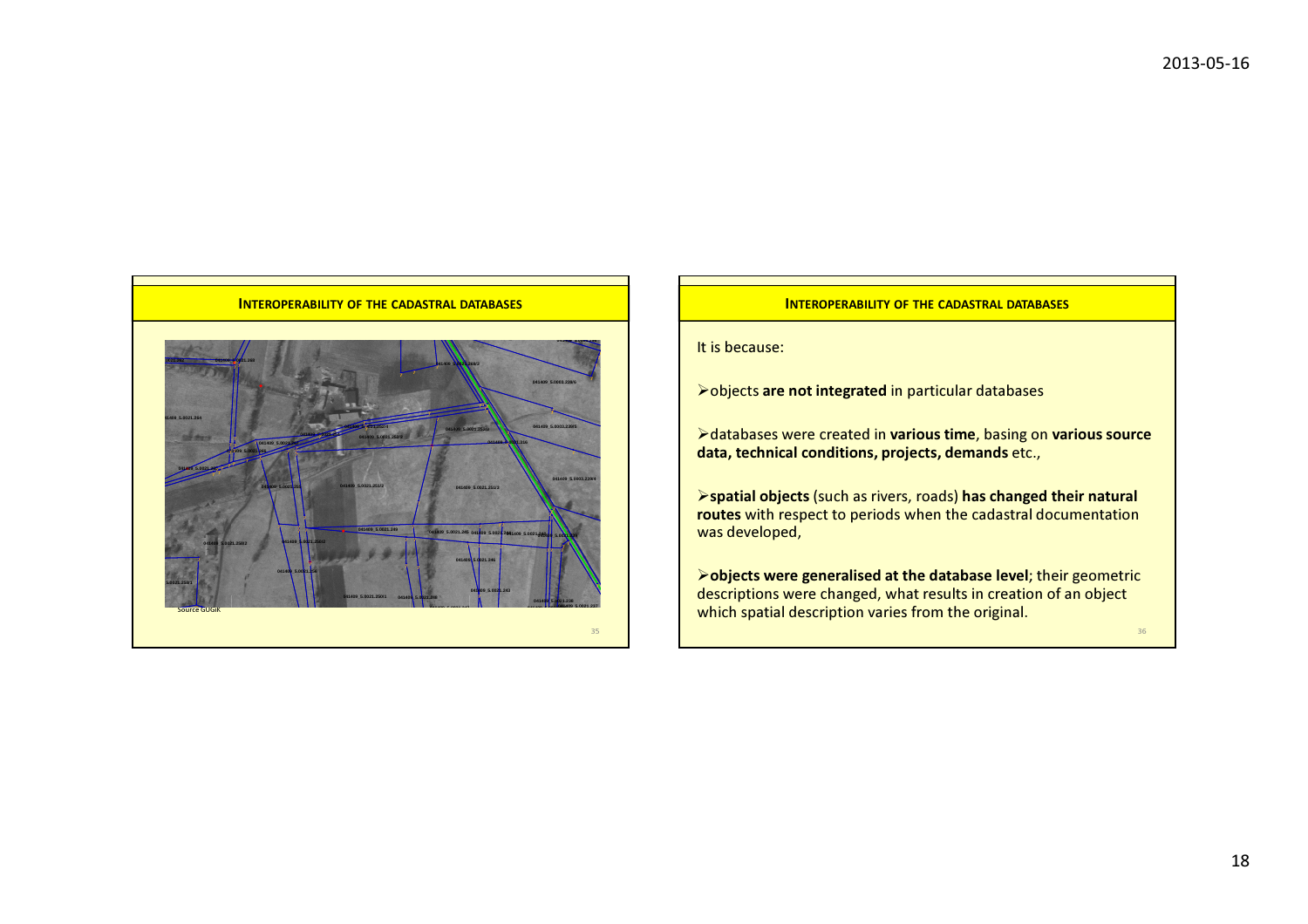## Interoperability of the cadastral databases

Source GUGiK

## Interoperability of the cadastral databases

It is because:

- objects **are not integrated** in particular databases
- databases were created in **various time**, basing on **various source data, technical conditions, projects, demands** etc.,
- **spatial objects** (such as rivers, roads) **has changed their natural routes** with respect to periods when the cadastral documentation was developed,
- **objects were generalised at the database level**; their geometric descriptions were changed, what results in creation of an object which spatial description varies from the original.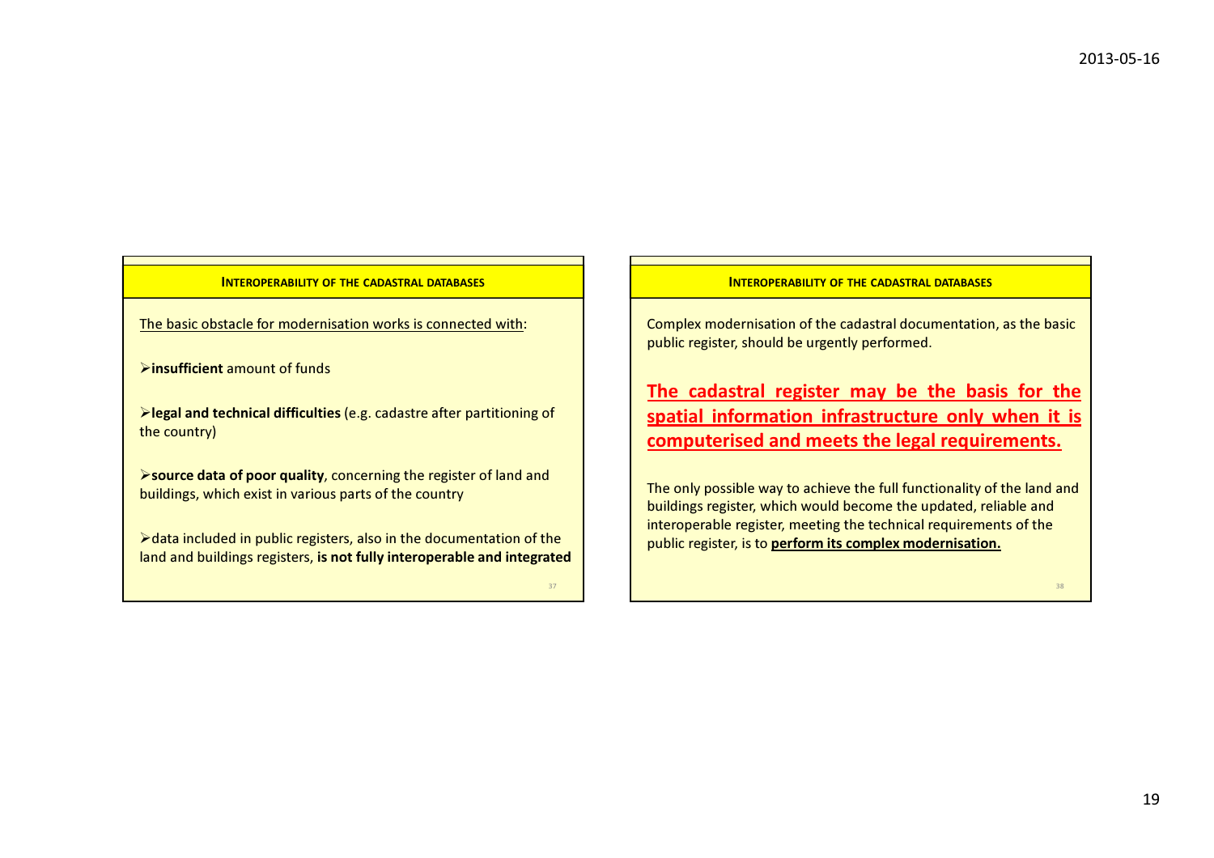## INTEROPERABILITY OF THE CADASTRAL DATABASES

The basic obstacle for modernisation works is connected with:

- **insufficient** amount of funds
- **legal and technical difficulties** (e.g. cadastre after partitioning of the country)
- **source data of poor quality**, concerning the register of land and buildings, which exist in various parts of the country
- data included in public registers, also in the documentation of the land and buildings registers, **is not fully interoperable and integrated**

## INTEROPERABILITY OF THE CADASTRAL DATABASES

Complex modernisation of the cadastral documentation, as the basic public register, should be urgently performed.

**The cadastral register may be the basis for the spatial information infrastructure only when it is computerised and meets the legal requirements.**

The only possible way to achieve the full functionality of the land and buildings register, which would become the updated, reliable and interoperable register, meeting the technical requirements of the public register, is to **perform its complex modernisation.**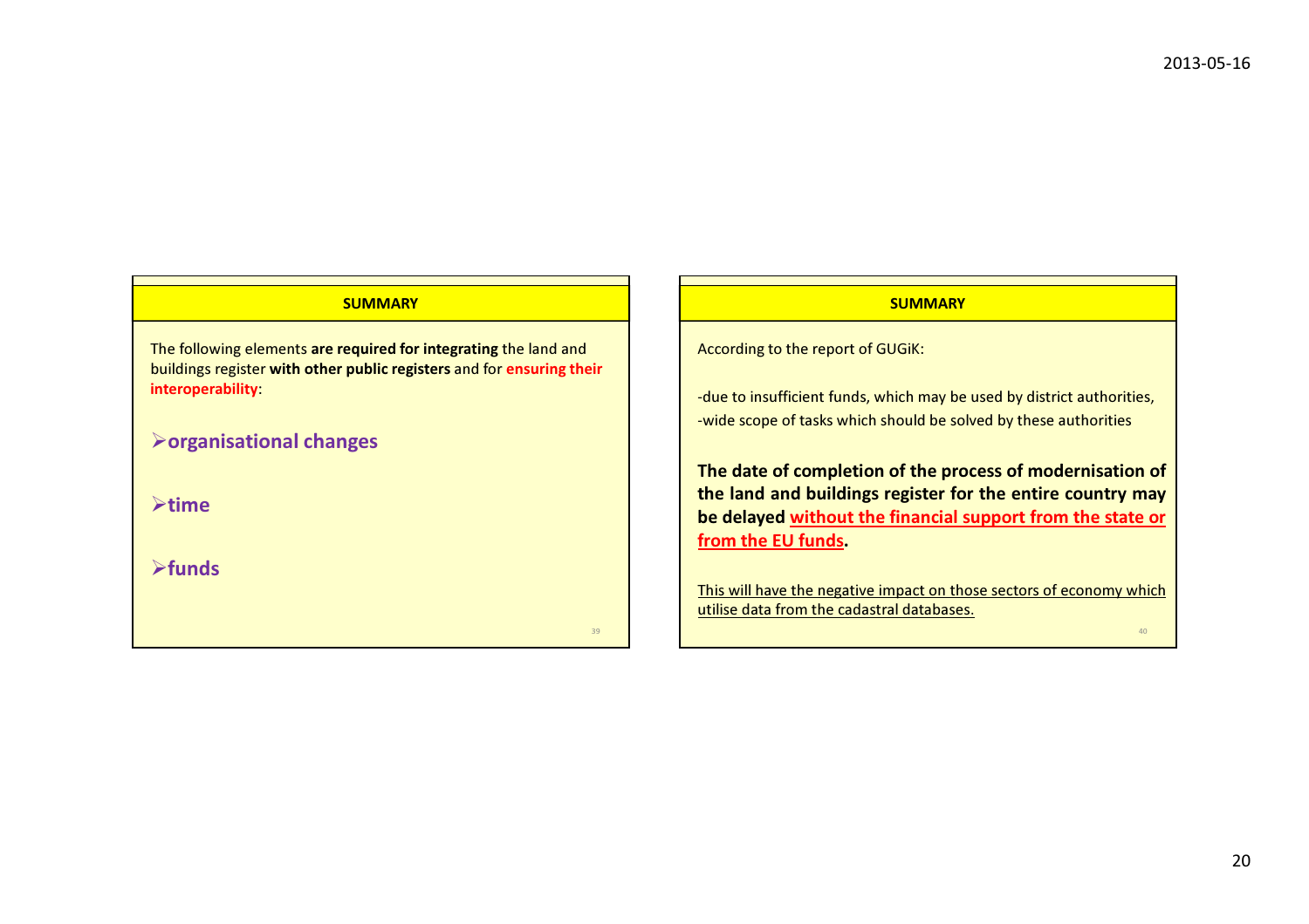## SUMMARY

The following elements **are required for integrating** the land and buildings register **with other public registers** and for **ensuring their interoperability**:

- **organisational changes**
- **time**
- **funds**

## SUMMARY

According to the report of GUGiK:

-due to insufficient funds, which may be used by district authorities,
-wide scope of tasks which should be solved by these authorities

**The date of completion of the process of modernisation of the land and buildings register for the entire country may be delayed without the financial support from the state or from the EU funds.**

This will have the negative impact on those sectors of economy which utilise data from the cadastral databases.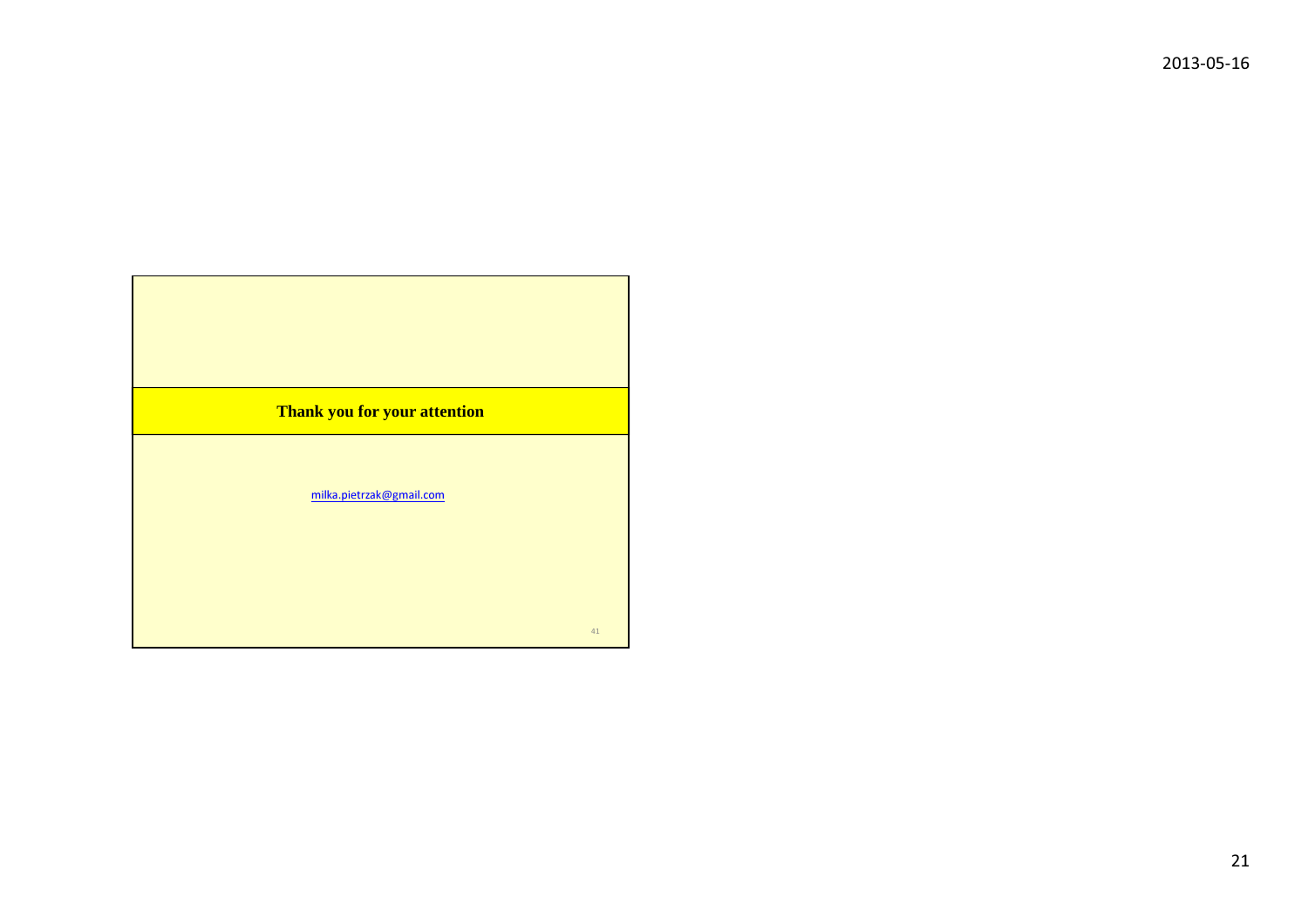**Thank you for your attention**

milka.pietrzak@gmail.com